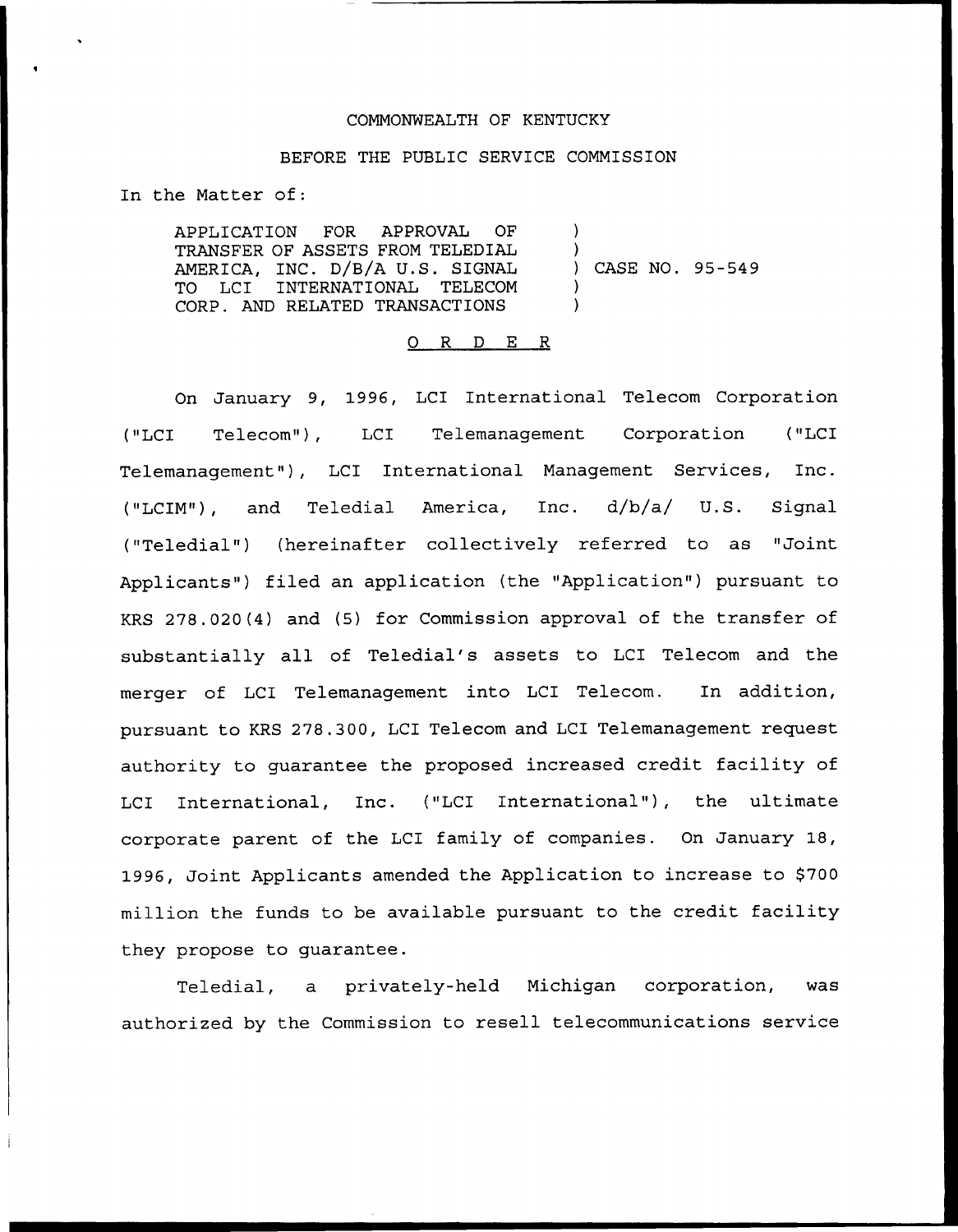COMMONWEALTH OF KENTUCKY

BEFORE THE PUBLIC SERVICE COMMISSION

In the Matter of:

APPLICATION FOR APPROVAL OF TRANSFER OF ASSETS FROM TELEDIAL AMERICA, INC. D/B/A U.S. SIGNAL TO LCI INTERNATIONAL TELECOM CORP. AND RELATED TRANSACTIONS ) CASE NO. 95-549

# O R D E R

On January 9, 1996, LCI International Telecom Corporation ("LCI Telecom"), LCI Telemanagement Corporation ("LCI Telemanagement"), LCI International Management Services, Inc. ("LCIM"), and Teledial America, Inc. d/b/a/ U.S. Signal ("Teledial") (hereinafter collectively referred to as "Joint Applicants") filed an application (the "Application") pursuant to KRS 278.020(4) and (5) for Commission approval of the transfer of substantially all of Teledial's assets to LCI Telecom and the merger of LCI Telemanagement into LCI Telecom. In addition, pursuant to KRS 278.300, LCI Telecom and LCI Telemanagement request authority to guarantee the proposed increased credit facility of LCI International, Inc. ("LCI International"), the ultimate corporate parent of the LCI family of companies. On January 18, 1996, Joint Applicants amended the Application to increase to $700 million the funds to be available pursuant to the credit facility they propose to guarantee.

Teledial, a privately-held Michigan corporation, was authorized by the Commission to resell telecommunications service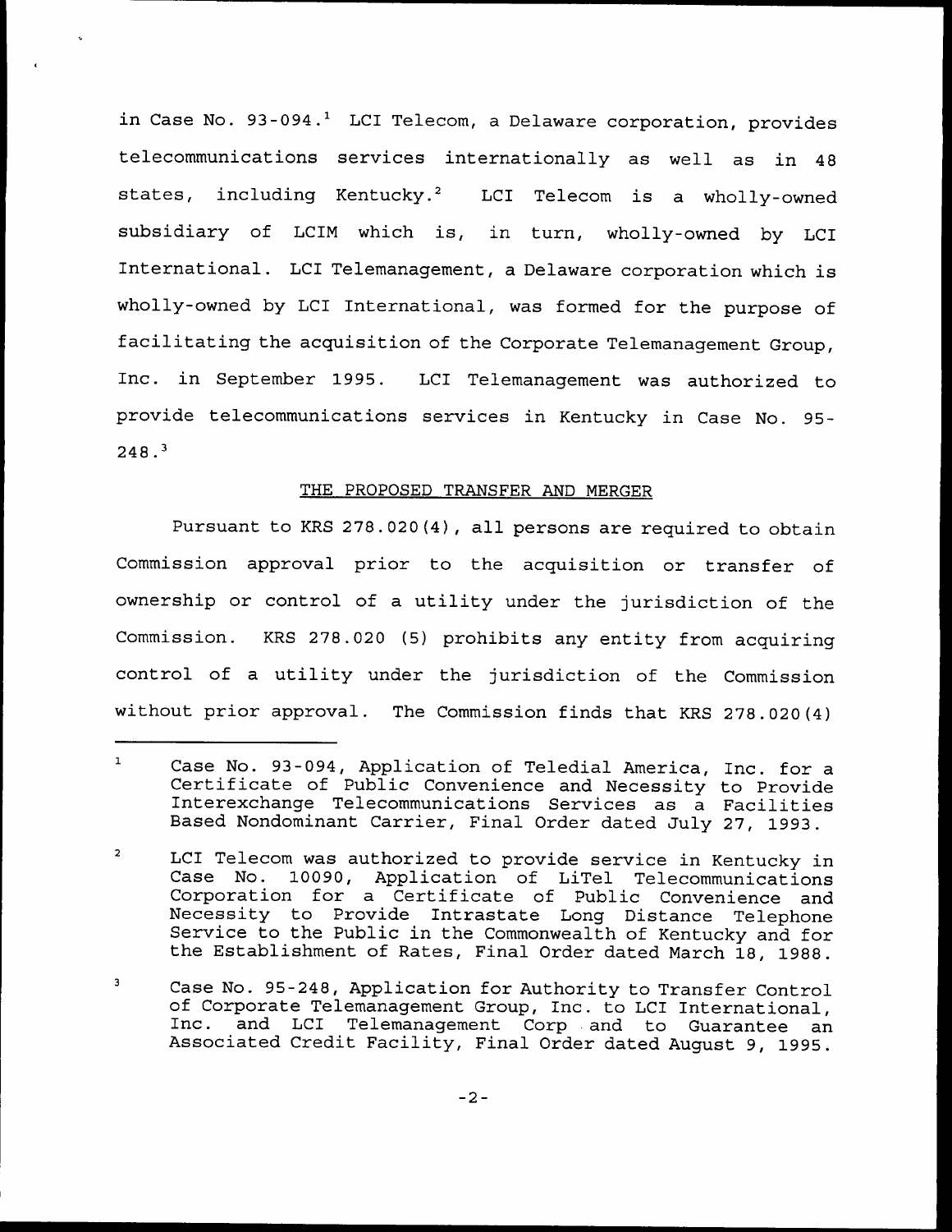in Case No. 93-094.[1] LCI Telecom, a Delaware corporation, provides telecommunications services internationally as well as in 48 states, including Kentucky.[2] LCI Telecom is a wholly-owned subsidiary of LCIM which is, in turn, wholly-owned by LCI International. LCI Telemanagement, a Delaware corporation which is wholly-owned by LCI International, was formed for the purpose of facilitating the acquisition of the Corporate Telemanagement Group, Inc. in September 1995. LCI Telemanagement was authorized to provide telecommunications services in Kentucky in Case No. 95-248.[3]

THE PROPOSED TRANSFER AND MERGER

Pursuant to KRS 278.020(4), all persons are required to obtain Commission approval prior to the acquisition or transfer of ownership or control of a utility under the jurisdiction of the Commission. KRS 278.020 (5) prohibits any entity from acquiring control of a utility under the jurisdiction of the Commission without prior approval. The Commission finds that KRS 278.020(4)

---

[1] Case No. 93-094, Application of Teledial America, Inc. for a Certificate of Public Convenience and Necessity to Provide Interexchange Telecommunications Services as a Facilities Based Nondominant Carrier, Final Order dated July 27, 1993.

[2] LCI Telecom was authorized to provide service in Kentucky in Case No. 10090, Application of LiTel Telecommunications Corporation for a Certificate of Public Convenience and Necessity to Provide Intrastate Long Distance Telephone Service to the Public in the Commonwealth of Kentucky and for the Establishment of Rates, Final Order dated March 18, 1988.

[3] Case No. 95-248, Application for Authority to Transfer Control of Corporate Telemanagement Group, Inc. to LCI International, Inc. and LCI Telemanagement Corp and to Guarantee an Associated Credit Facility, Final Order dated August 9, 1995.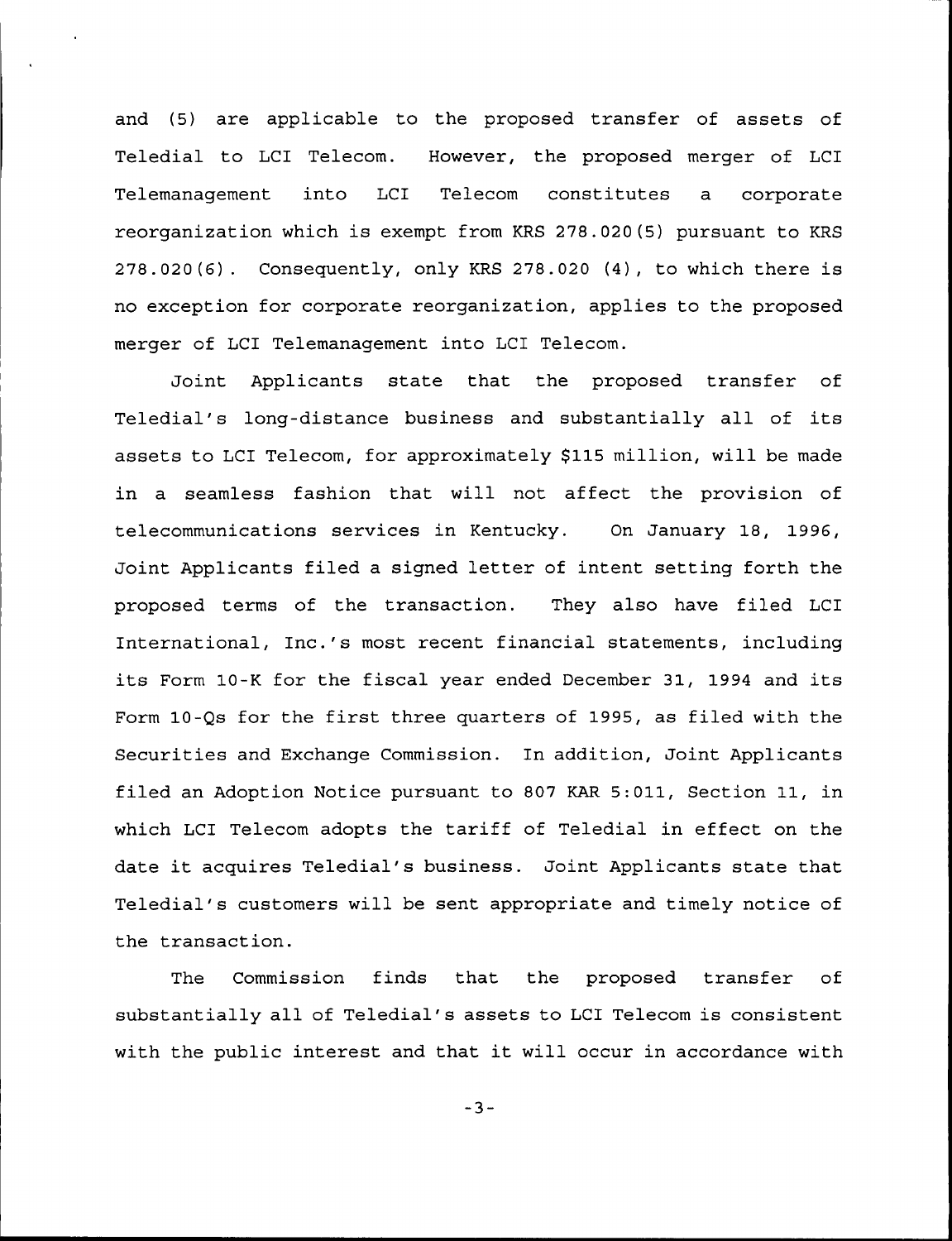and (5) are applicable to the proposed transfer of assets of Teledial to LCI Telecom. However, the proposed merger of LCI Telemanagement into LCI Telecom constitutes a corporate reorganization which is exempt from KRS 278.020(5) pursuant to KRS 278.020(6). Consequently, only KRS 278.020 (4), to which there is no exception for corporate reorganization, applies to the proposed merger of LCI Telemanagement into LCI Telecom.

Joint Applicants state that the proposed transfer of Teledial's long-distance business and substantially all of its assets to LCI Telecom, for approximately $115 million, will be made in a seamless fashion that will not affect the provision of telecommunications services in Kentucky. On January 18, 1996, Joint Applicants filed a signed letter of intent setting forth the proposed terms of the transaction. They also have filed LCI International, Inc.'s most recent financial statements, including its Form 10-K for the fiscal year ended December 31, 1994 and its Form 10-Qs for the first three quarters of 1995, as filed with the Securities and Exchange Commission. In addition, Joint Applicants filed an Adoption Notice pursuant to 807 KAR 5:011, Section 11, in which LCI Telecom adopts the tariff of Teledial in effect on the date it acquires Teledial's business. Joint Applicants state that Teledial's customers will be sent appropriate and timely notice of the transaction.

The Commission finds that the proposed transfer of substantially all of Teledial's assets to LCI Telecom is consistent with the public interest and that it will occur in accordance with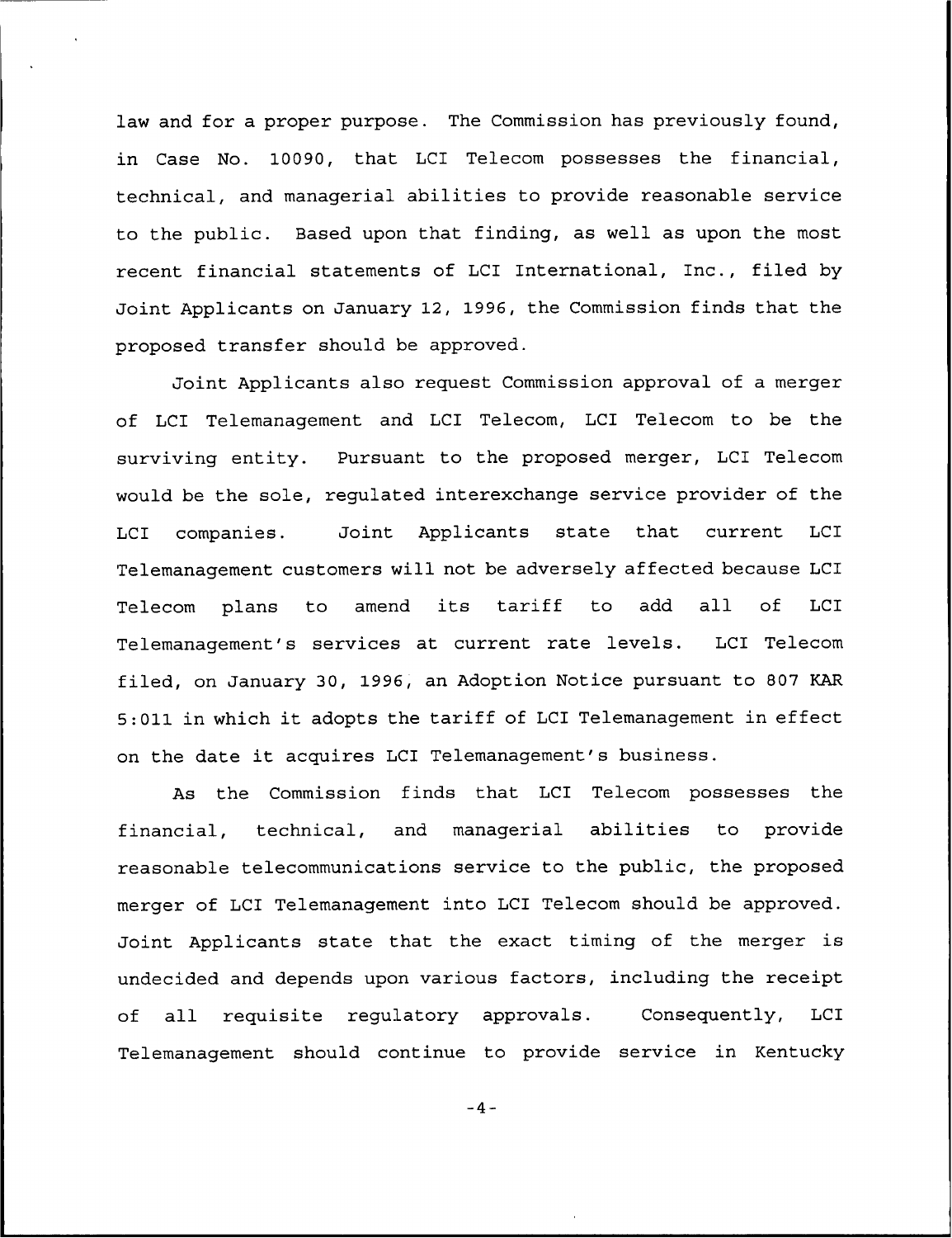law and for a proper purpose. The Commission has previously found, in Case No. 10090, that LCI Telecom possesses the financial, technical, and managerial abilities to provide reasonable service to the public. Based upon that finding, as well as upon the most recent financial statements of LCI International, Inc., filed by Joint Applicants on January 12, 1996, the Commission finds that the proposed transfer should be approved.

Joint Applicants also request Commission approval of a merger of LCI Telemanagement and LCI Telecom, LCI Telecom to be the surviving entity. Pursuant to the proposed merger, LCI Telecom would be the sole, regulated interexchange service provider of the LCI companies. Joint Applicants state that current LCI Telemanagement customers will not be adversely affected because LCI Telecom plans to amend its tariff to add all of LCI Telemanagement's services at current rate levels. LCI Telecom filed, on January 30, 1996, an Adoption Notice pursuant to 807 KAR 5:011 in which it adopts the tariff of LCI Telemanagement in effect on the date it acquires LCI Telemanagement's business.

As the Commission finds that LCI Telecom possesses the financial, technical, and managerial abilities to provide reasonable telecommunications service to the public, the proposed merger of LCI Telemanagement into LCI Telecom should be approved. Joint Applicants state that the exact timing of the merger is undecided and depends upon various factors, including the receipt of all requisite regulatory approvals. Consequently, LCI Telemanagement should continue to provide service in Kentucky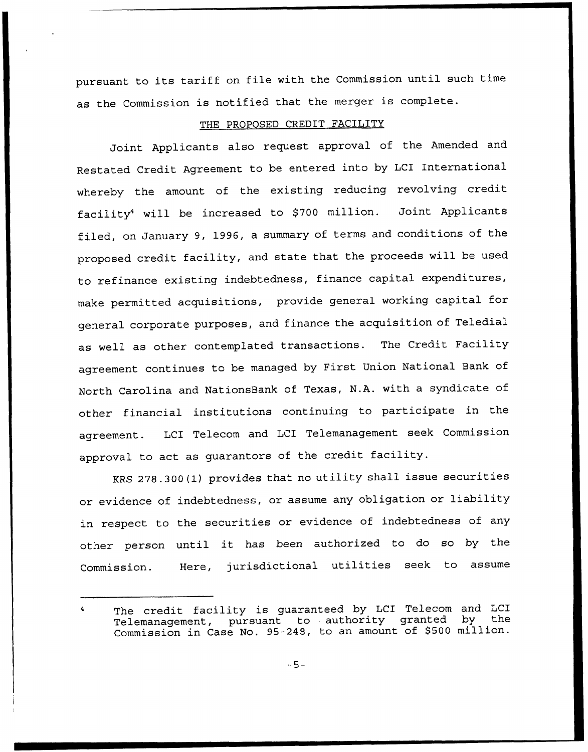pursuant to its tariff on file with the Commission until such time as the Commission is notified that the merger is complete.

## THE PROPOSED CREDIT FACILITY

Joint Applicants also request approval of the Amended and Restated Credit Agreement to be entered into by LCI International whereby the amount of the existing reducing revolving credit facility[4] will be increased to $700 million. Joint Applicants filed, on January 9, 1996, a summary of terms and conditions of the proposed credit facility, and state that the proceeds will be used to refinance existing indebtedness, finance capital expenditures, make permitted acquisitions, provide general working capital for general corporate purposes, and finance the acquisition of Teledial as well as other contemplated transactions. The Credit Facility agreement continues to be managed by First Union National Bank of North Carolina and NationsBank of Texas, N.A. with a syndicate of other financial institutions continuing to participate in the agreement. LCI Telecom and LCI Telemanagement seek Commission approval to act as guarantors of the credit facility.

KRS 278.300(1) provides that no utility shall issue securities or evidence of indebtedness, or assume any obligation or liability in respect to the securities or evidence of indebtedness of any other person until it has been authorized to do so by the Commission. Here, jurisdictional utilities seek to assume

[4] The credit facility is guaranteed by LCI Telecom and LCI Telemanagement, pursuant to authority granted by the Commission in Case No. 95-248, to an amount of $500 million.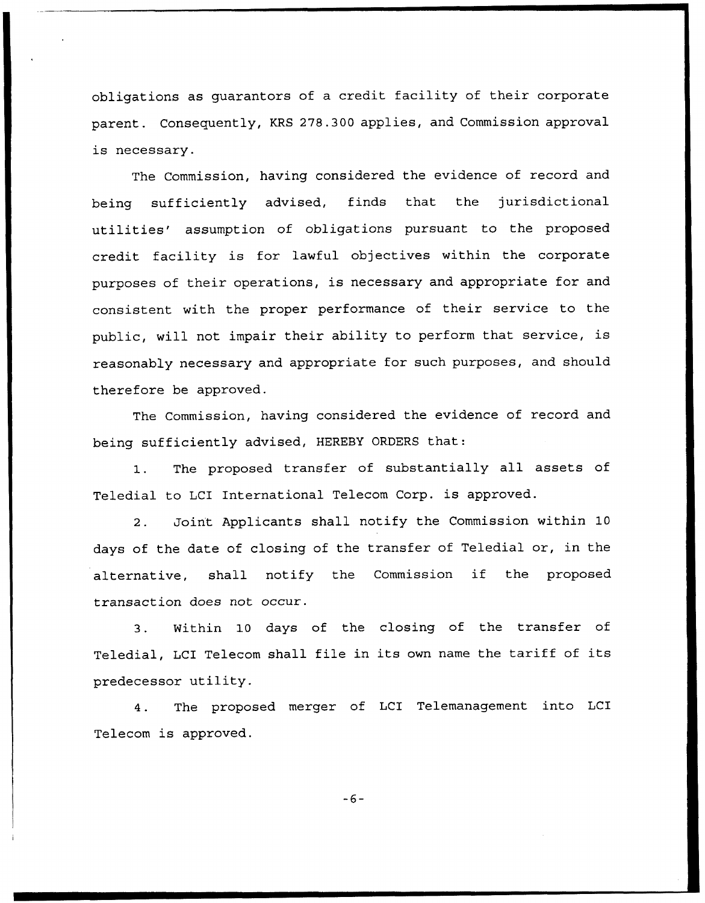obligations as guarantors of a credit facility of their corporate parent. Consequently, KRS 278.300 applies, and Commission approval is necessary.

The Commission, having considered the evidence of record and being sufficiently advised, finds that the jurisdictional utilities' assumption of obligations pursuant to the proposed credit facility is for lawful objectives within the corporate purposes of their operations, is necessary and appropriate for and consistent with the proper performance of their service to the public, will not impair their ability to perform that service, is reasonably necessary and appropriate for such purposes, and should therefore be approved.

The Commission, having considered the evidence of record and being sufficiently advised, HEREBY ORDERS that:

1. The proposed transfer of substantially all assets of Teledial to LCI International Telecom Corp. is approved.

2. Joint Applicants shall notify the Commission within 10 days of the date of closing of the transfer of Teledial or, in the alternative, shall notify the Commission if the proposed transaction does not occur.

3. Within 10 days of the closing of the transfer of Teledial, LCI Telecom shall file in its own name the tariff of its predecessor utility.

4. The proposed merger of LCI Telemanagement into LCI Telecom is approved.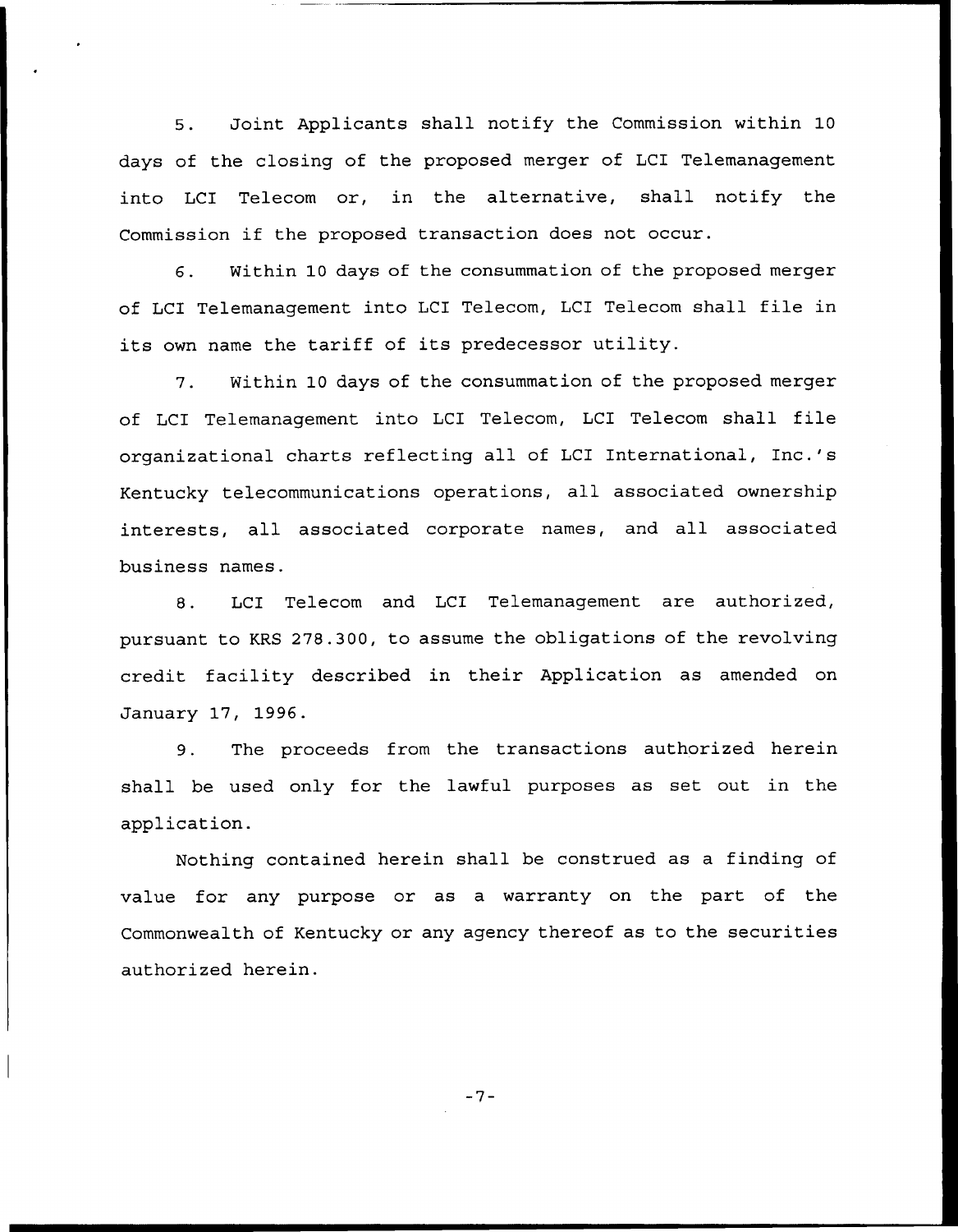5. Joint Applicants shall notify the Commission within 10 days of the closing of the proposed merger of LCI Telemanagement into LCI Telecom or, in the alternative, shall notify the Commission if the proposed transaction does not occur.

6. Within 10 days of the consummation of the proposed merger of LCI Telemanagement into LCI Telecom, LCI Telecom shall file in its own name the tariff of its predecessor utility.

7. Within 10 days of the consummation of the proposed merger of LCI Telemanagement into LCI Telecom, LCI Telecom shall file organizational charts reflecting all of LCI International, Inc.'s Kentucky telecommunications operations, all associated ownership interests, all associated corporate names, and all associated business names.

8. LCI Telecom and LCI Telemanagement are authorized, pursuant to KRS 278.300, to assume the obligations of the revolving credit facility described in their Application as amended on January 17, 1996.

9. The proceeds from the transactions authorized herein shall be used only for the lawful purposes as set out in the application.

Nothing contained herein shall be construed as a finding of value for any purpose or as a warranty on the part of the Commonwealth of Kentucky or any agency thereof as to the securities authorized herein.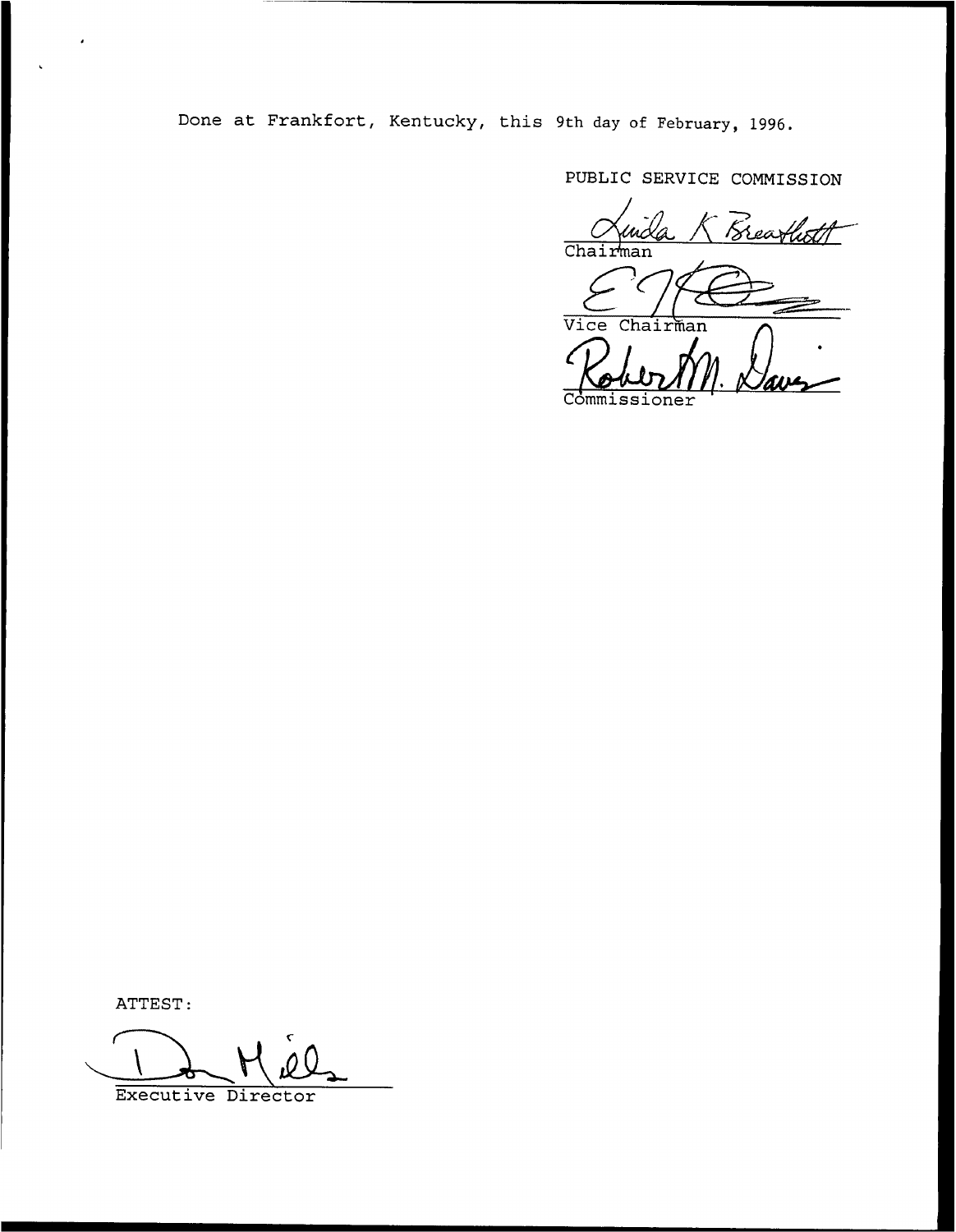Done at Frankfort, Kentucky, this 9th day of February, 1996.

PUBLIC SERVICE COMMISSION

Linda K Breathitt
Chairman

Vice Chairman

Robert M. Davis
Commissioner

ATTEST:

Executive Director